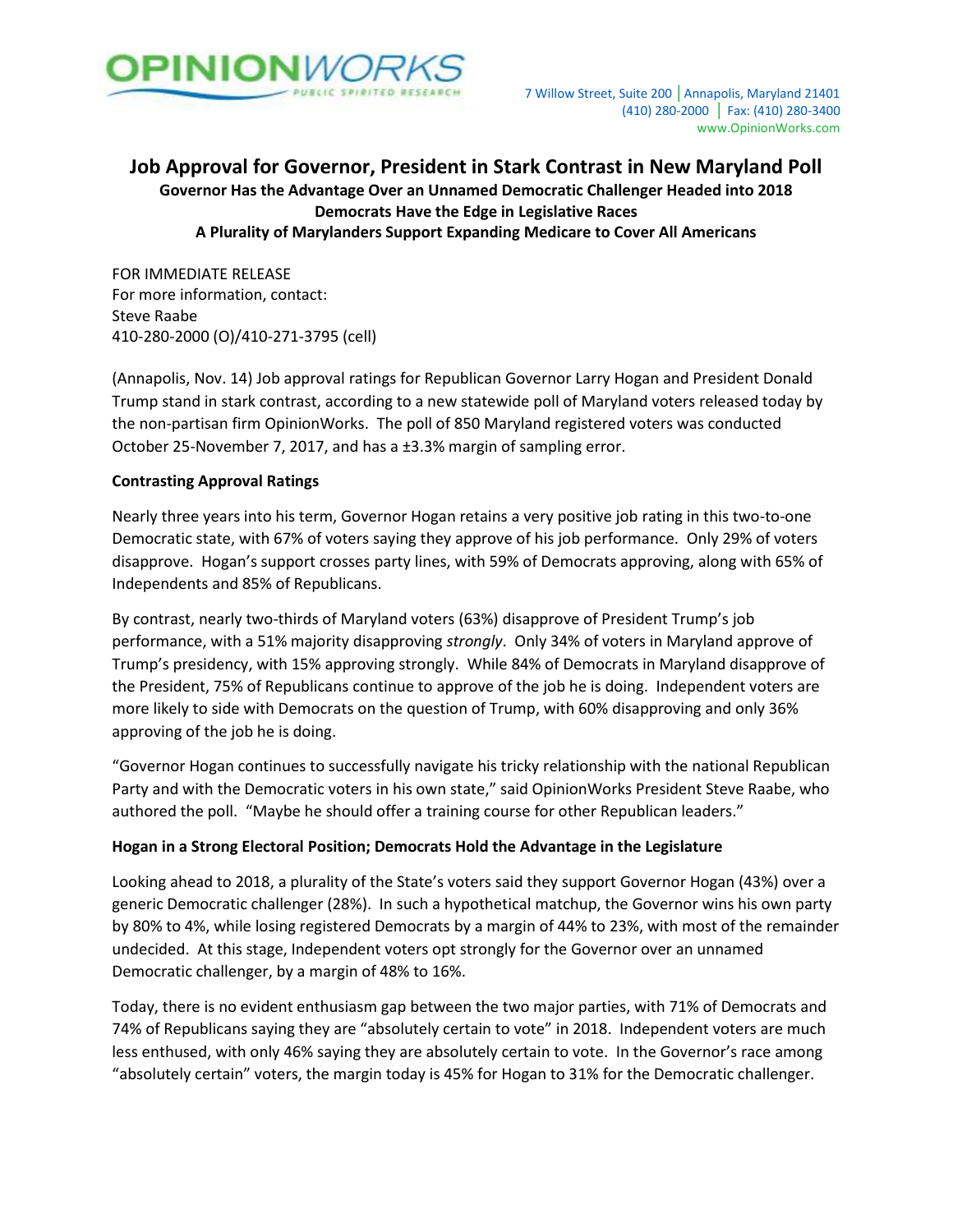OPINIONWORKS
PUBLIC SPIRITED RESEARCH

7 Willow Street, Suite 200 | Annapolis, Maryland 21401
(410) 280-2000 | Fax: (410) 280-3400
www.OpinionWorks.com

# Job Approval for Governor, President in Stark Contrast in New Maryland Poll

**Governor Has the Advantage Over an Unnamed Democratic Challenger Headed into 2018**
**Democrats Have the Edge in Legislative Races**
**A Plurality of Marylanders Support Expanding Medicare to Cover All Americans**

FOR IMMEDIATE RELEASE
For more information, contact:
Steve Raabe
410-280-2000 (O)/410-271-3795 (cell)

(Annapolis, Nov. 14) Job approval ratings for Republican Governor Larry Hogan and President Donald Trump stand in stark contrast, according to a new statewide poll of Maryland voters released today by the non-partisan firm OpinionWorks. The poll of 850 Maryland registered voters was conducted October 25-November 7, 2017, and has a ±3.3% margin of sampling error.

**Contrasting Approval Ratings**

Nearly three years into his term, Governor Hogan retains a very positive job rating in this two-to-one Democratic state, with 67% of voters saying they approve of his job performance. Only 29% of voters disapprove. Hogan's support crosses party lines, with 59% of Democrats approving, along with 65% of Independents and 85% of Republicans.

By contrast, nearly two-thirds of Maryland voters (63%) disapprove of President Trump's job performance, with a 51% majority disapproving *strongly*. Only 34% of voters in Maryland approve of Trump's presidency, with 15% approving strongly. While 84% of Democrats in Maryland disapprove of the President, 75% of Republicans continue to approve of the job he is doing. Independent voters are more likely to side with Democrats on the question of Trump, with 60% disapproving and only 36% approving of the job he is doing.

"Governor Hogan continues to successfully navigate his tricky relationship with the national Republican Party and with the Democratic voters in his own state," said OpinionWorks President Steve Raabe, who authored the poll. "Maybe he should offer a training course for other Republican leaders."

**Hogan in a Strong Electoral Position; Democrats Hold the Advantage in the Legislature**

Looking ahead to 2018, a plurality of the State's voters said they support Governor Hogan (43%) over a generic Democratic challenger (28%). In such a hypothetical matchup, the Governor wins his own party by 80% to 4%, while losing registered Democrats by a margin of 44% to 23%, with most of the remainder undecided. At this stage, Independent voters opt strongly for the Governor over an unnamed Democratic challenger, by a margin of 48% to 16%.

Today, there is no evident enthusiasm gap between the two major parties, with 71% of Democrats and 74% of Republicans saying they are "absolutely certain to vote" in 2018. Independent voters are much less enthused, with only 46% saying they are absolutely certain to vote. In the Governor's race among "absolutely certain" voters, the margin today is 45% for Hogan to 31% for the Democratic challenger.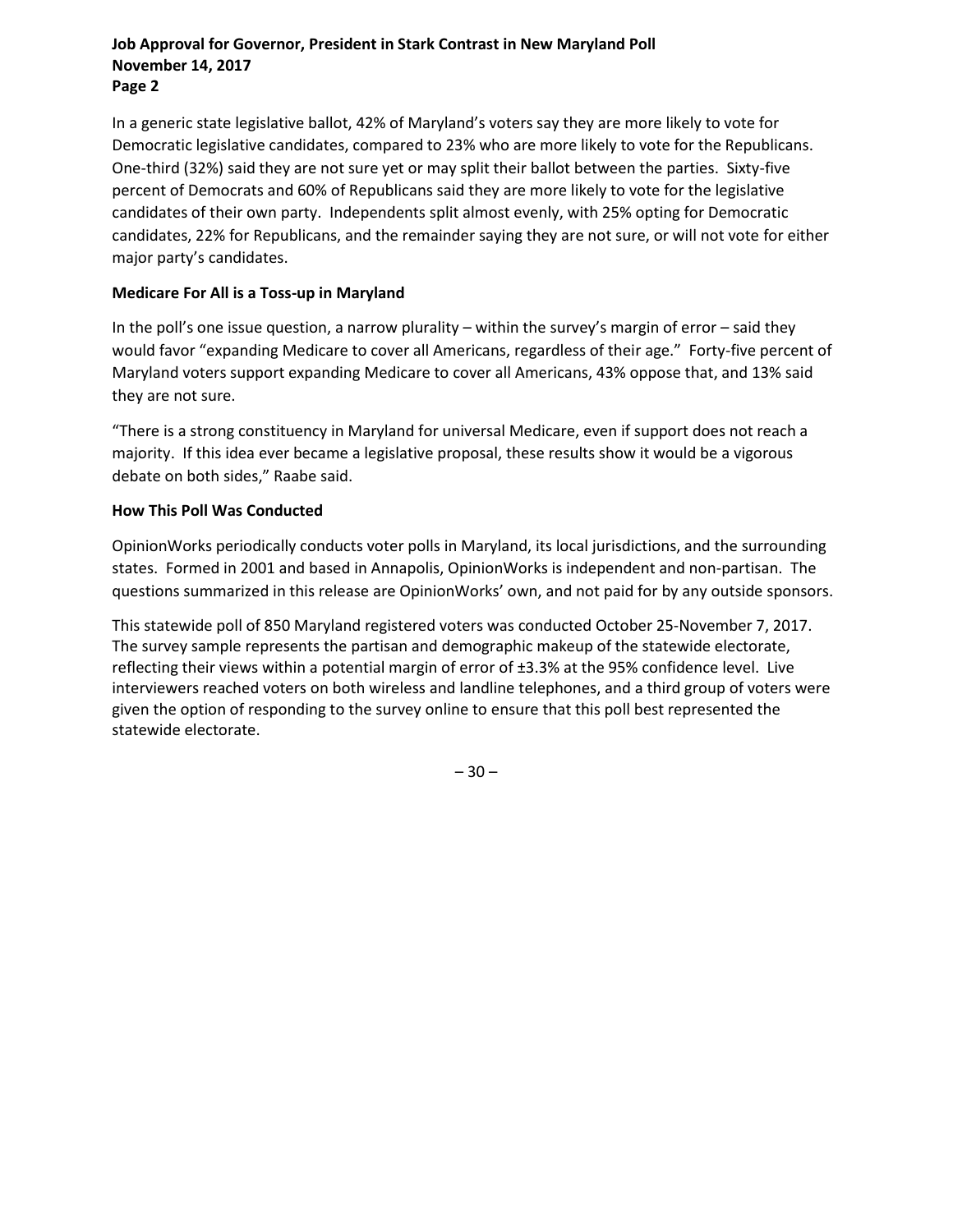In a generic state legislative ballot, 42% of Maryland's voters say they are more likely to vote for Democratic legislative candidates, compared to 23% who are more likely to vote for the Republicans. One-third (32%) said they are not sure yet or may split their ballot between the parties. Sixty-five percent of Democrats and 60% of Republicans said they are more likely to vote for the legislative candidates of their own party. Independents split almost evenly, with 25% opting for Democratic candidates, 22% for Republicans, and the remainder saying they are not sure, or will not vote for either major party's candidates.

**Medicare For All is a Toss-up in Maryland**

In the poll's one issue question, a narrow plurality – within the survey's margin of error – said they would favor "expanding Medicare to cover all Americans, regardless of their age." Forty-five percent of Maryland voters support expanding Medicare to cover all Americans, 43% oppose that, and 13% said they are not sure.

"There is a strong constituency in Maryland for universal Medicare, even if support does not reach a majority. If this idea ever became a legislative proposal, these results show it would be a vigorous debate on both sides," Raabe said.

**How This Poll Was Conducted**

OpinionWorks periodically conducts voter polls in Maryland, its local jurisdictions, and the surrounding states. Formed in 2001 and based in Annapolis, OpinionWorks is independent and non-partisan. The questions summarized in this release are OpinionWorks' own, and not paid for by any outside sponsors.

This statewide poll of 850 Maryland registered voters was conducted October 25-November 7, 2017. The survey sample represents the partisan and demographic makeup of the statewide electorate, reflecting their views within a potential margin of error of ±3.3% at the 95% confidence level. Live interviewers reached voters on both wireless and landline telephones, and a third group of voters were given the option of responding to the survey online to ensure that this poll best represented the statewide electorate.

– 30 –